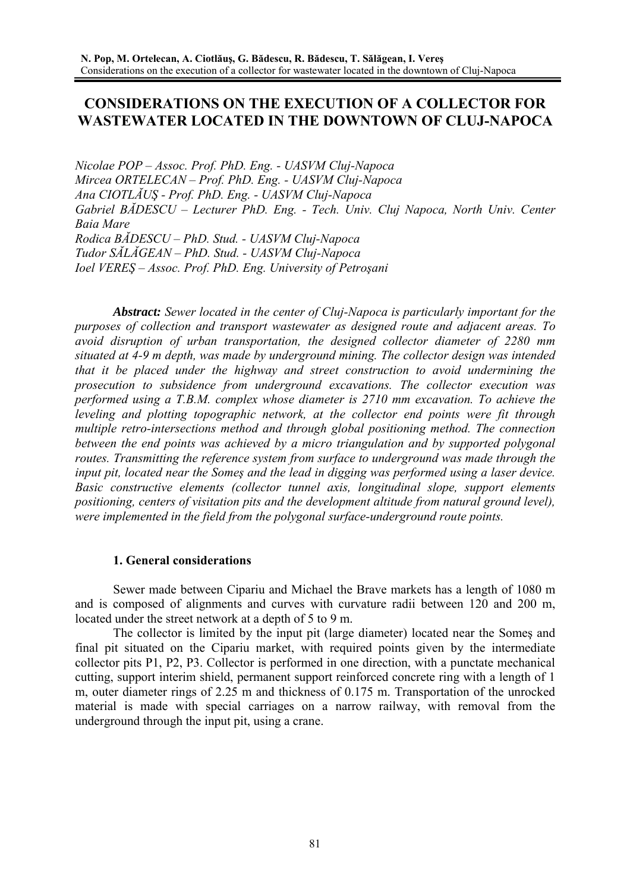# CONSIDERATIONS ON THE EXECUTION OF A COLLECTOR FOR WASTEWATER LOCATED IN THE DOWNTOWN OF CLUJ-NAPOCA

*Nicolae POP – Assoc. Prof. PhD. Eng. - UASVM Cluj-Napoca*
*Mircea ORTELECAN – Prof. PhD. Eng. - UASVM Cluj-Napoca*
*Ana CIOTLĂUŞ - Prof. PhD. Eng. - UASVM Cluj-Napoca*
*Gabriel BĂDESCU – Lecturer PhD. Eng. - Tech. Univ. Cluj Napoca, North Univ. Center Baia Mare*
*Rodica BĂDESCU – PhD. Stud. - UASVM Cluj-Napoca*
*Tudor SĂLĂGEAN – PhD. Stud. - UASVM Cluj-Napoca*
*Ioel VEREŞ – Assoc. Prof. PhD. Eng. University of Petroşani*

***Abstract:*** *Sewer located in the center of Cluj-Napoca is particularly important for the purposes of collection and transport wastewater as designed route and adjacent areas. To avoid disruption of urban transportation, the designed collector diameter of 2280 mm situated at 4-9 m depth, was made by underground mining. The collector design was intended that it be placed under the highway and street construction to avoid undermining the prosecution to subsidence from underground excavations. The collector execution was performed using a T.B.M. complex whose diameter is 2710 mm excavation. To achieve the leveling and plotting topographic network, at the collector end points were fit through multiple retro-intersections method and through global positioning method. The connection between the end points was achieved by a micro triangulation and by supported polygonal routes. Transmitting the reference system from surface to underground was made through the input pit, located near the Someş and the lead in digging was performed using a laser device. Basic constructive elements (collector tunnel axis, longitudinal slope, support elements positioning, centers of visitation pits and the development altitude from natural ground level), were implemented in the field from the polygonal surface-underground route points.*

## 1. General considerations

Sewer made between Cipariu and Michael the Brave markets has a length of 1080 m and is composed of alignments and curves with curvature radii between 120 and 200 m, located under the street network at a depth of 5 to 9 m.

The collector is limited by the input pit (large diameter) located near the Someş and final pit situated on the Cipariu market, with required points given by the intermediate collector pits P1, P2, P3. Collector is performed in one direction, with a punctate mechanical cutting, support interim shield, permanent support reinforced concrete ring with a length of 1 m, outer diameter rings of 2.25 m and thickness of 0.175 m. Transportation of the unrocked material is made with special carriages on a narrow railway, with removal from the underground through the input pit, using a crane.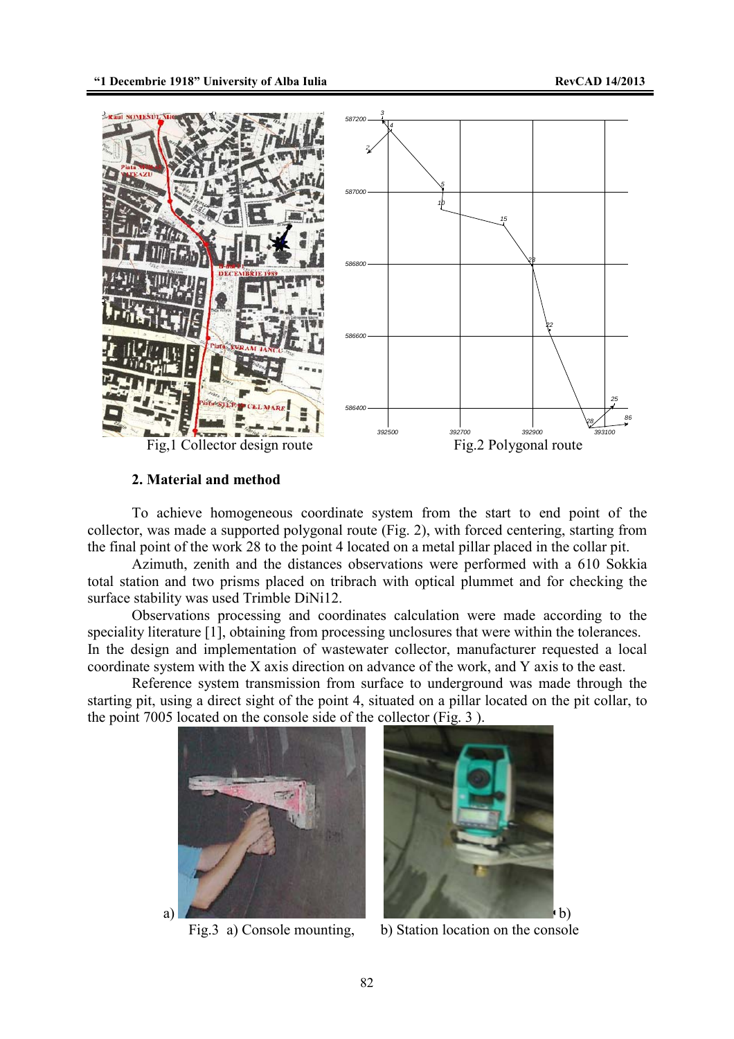Fig,1 Collector design route

Fig.2 Polygonal route

## 2. Material and method

To achieve homogeneous coordinate system from the start to end point of the collector, was made a supported polygonal route (Fig. 2), with forced centering, starting from the final point of the work 28 to the point 4 located on a metal pillar placed in the collar pit.

Azimuth, zenith and the distances observations were performed with a 610 Sokkia total station and two prisms placed on tribrach with optical plummet and for checking the surface stability was used Trimble DiNi12.

Observations processing and coordinates calculation were made according to the speciality literature [1], obtaining from processing unclosures that were within the tolerances. In the design and implementation of wastewater collector, manufacturer requested a local coordinate system with the X axis direction on advance of the work, and Y axis to the east.

Reference system transmission from surface to underground was made through the starting pit, using a direct sight of the point 4, situated on a pillar located on the pit collar, to the point 7005 located on the console side of the collector (Fig. 3 ).

a) b)

Fig.3 a) Console mounting, b) Station location on the console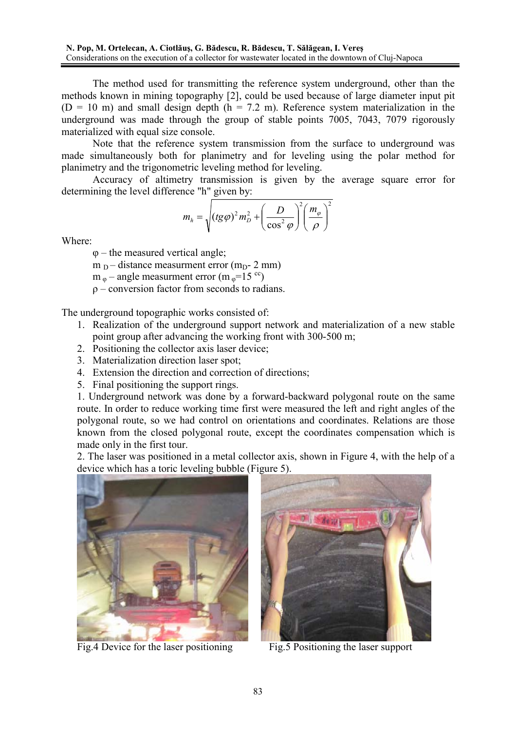The method used for transmitting the reference system underground, other than the methods known in mining topography [2], could be used because of large diameter input pit (D = 10 m) and small design depth (h = 7.2 m). Reference system materialization in the underground was made through the group of stable points 7005, 7043, 7079 rigorously materialized with equal size console.

Note that the reference system transmission from the surface to underground was made simultaneously both for planimetry and for leveling using the polar method for planimetry and the trigonometric leveling method for leveling.

Accuracy of altimetry transmission is given by the average square error for determining the level difference "h" given by:

$$m_h = \sqrt{(tg\varphi)^2 m_D^2 + \left(\frac{D}{\cos^2\varphi}\right)^2 \left(\frac{m_\varphi}{\rho}\right)^2}$$

Where:

- $\varphi$ – the measured vertical angle;
- $m_D$ – distance measurment error ($m_D$- 2 mm)
- $m_\varphi$ – angle measurment error ($m_\varphi$=15 $^{cc}$)
- $\rho$ – conversion factor from seconds to radians.

The underground topographic works consisted of:

1. Realization of the underground support network and materialization of a new stable point group after advancing the working front with 300-500 m;
2. Positioning the collector axis laser device;
3. Materialization direction laser spot;
4. Extension the direction and correction of directions;
5. Final positioning the support rings.

1. Underground network was done by a forward-backward polygonal route on the same route. In order to reduce working time first were measured the left and right angles of the polygonal route, so we had control on orientations and coordinates. Relations are those known from the closed polygonal route, except the coordinates compensation which is made only in the first tour.

2. The laser was positioned in a metal collector axis, shown in Figure 4, with the help of a device which has a toric leveling bubble (Figure 5).

Fig.4 Device for the laser positioning

Fig.5 Positioning the laser support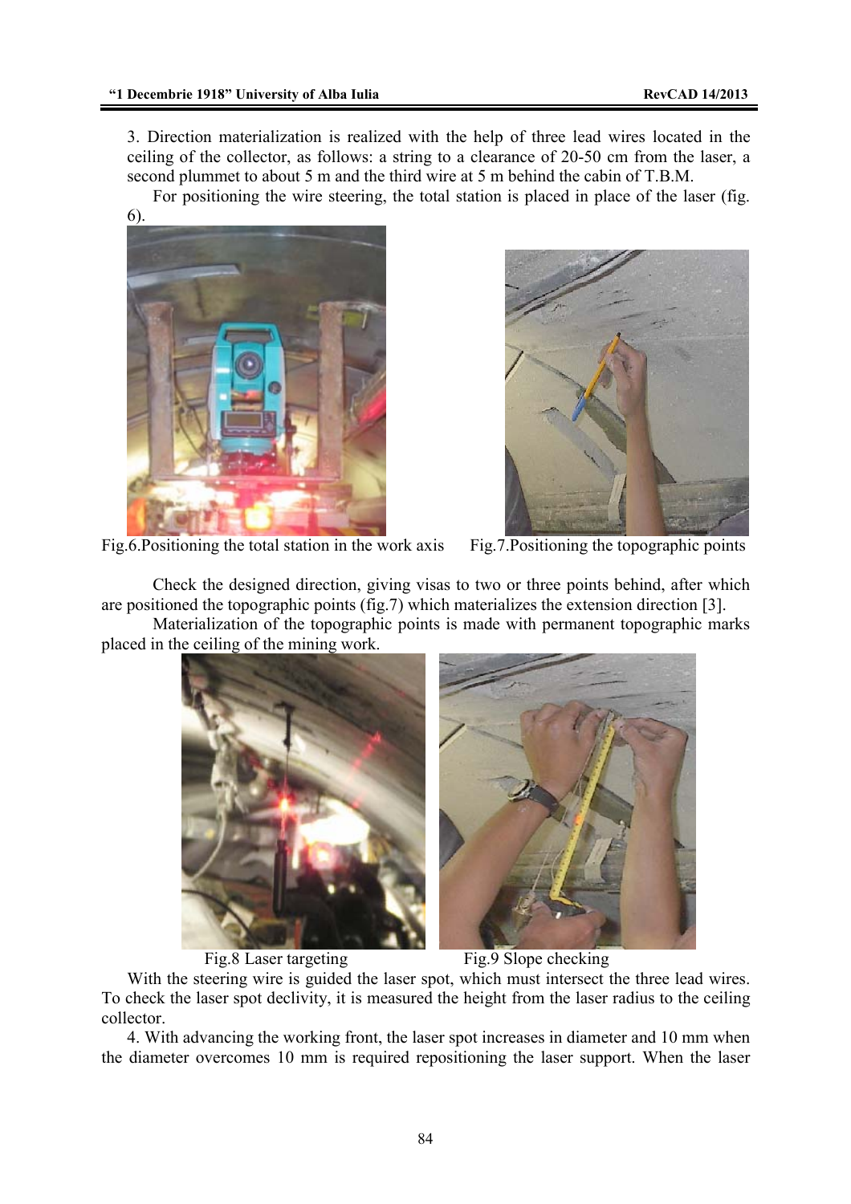3. Direction materialization is realized with the help of three lead wires located in the ceiling of the collector, as follows: a string to a clearance of 20-50 cm from the laser, a second plummet to about 5 m and the third wire at 5 m behind the cabin of T.B.M.

For positioning the wire steering, the total station is placed in place of the laser (fig. 6).

Fig.6.Positioning the total station in the work axis

Fig.7.Positioning the topographic points

Check the designed direction, giving visas to two or three points behind, after which are positioned the topographic points (fig.7) which materializes the extension direction [3].

Materialization of the topographic points is made with permanent topographic marks placed in the ceiling of the mining work.

Fig.8 Laser targeting

Fig.9 Slope checking

With the steering wire is guided the laser spot, which must intersect the three lead wires. To check the laser spot declivity, it is measured the height from the laser radius to the ceiling collector.

4. With advancing the working front, the laser spot increases in diameter and 10 mm when the diameter overcomes 10 mm is required repositioning the laser support. When the laser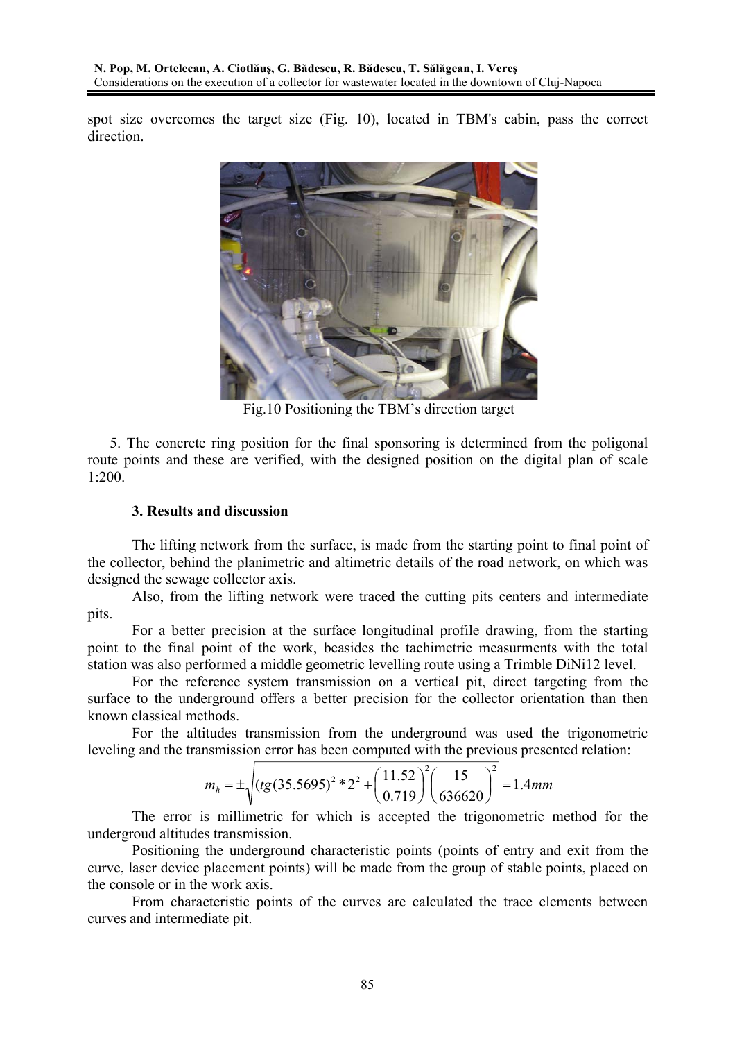spot size overcomes the target size (Fig. 10), located in TBM's cabin, pass the correct direction.

Fig.10 Positioning the TBM's direction target

5. The concrete ring position for the final sponsoring is determined from the poligonal route points and these are verified, with the designed position on the digital plan of scale 1:200.

### 3. Results and discussion

The lifting network from the surface, is made from the starting point to final point of the collector, behind the planimetric and altimetric details of the road network, on which was designed the sewage collector axis.

Also, from the lifting network were traced the cutting pits centers and intermediate pits.

For a better precision at the surface longitudinal profile drawing, from the starting point to the final point of the work, beasides the tachimetric measurments with the total station was also performed a middle geometric levelling route using a Trimble DiNi12 level.

For the reference system transmission on a vertical pit, direct targeting from the surface to the underground offers a better precision for the collector orientation than then known classical methods.

For the altitudes transmission from the underground was used the trigonometric leveling and the transmission error has been computed with the previous presented relation:

$$m_h = \pm\sqrt{(tg(35.5695)^2 * 2^2 + \left(\frac{11.52}{0.719}\right)^2 \left(\frac{15}{636620}\right)^2} = 1.4mm$$

The error is millimetric for which is accepted the trigonometric method for the undergroud altitudes transmission.

Positioning the underground characteristic points (points of entry and exit from the curve, laser device placement points) will be made from the group of stable points, placed on the console or in the work axis.

From characteristic points of the curves are calculated the trace elements between curves and intermediate pit.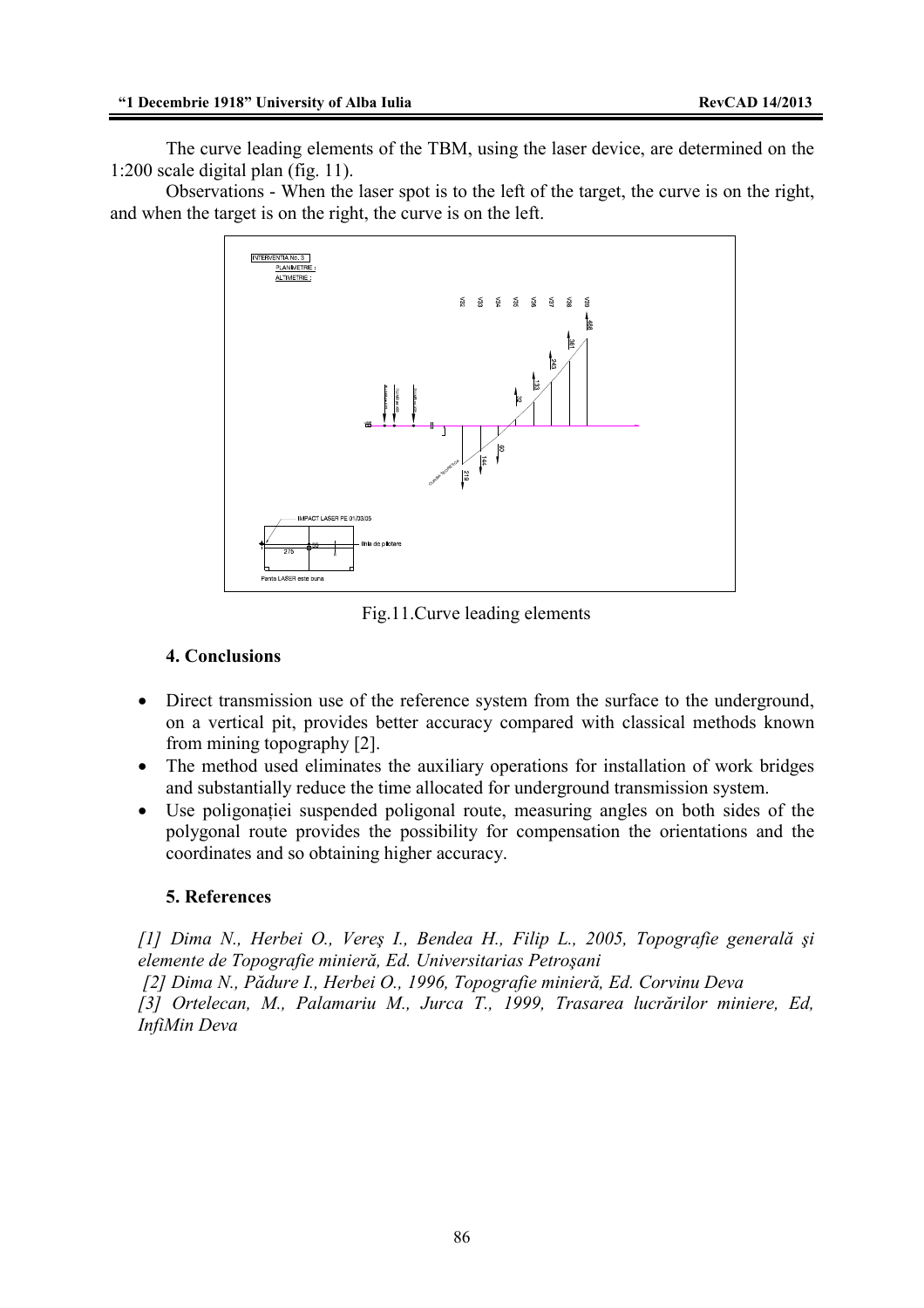The curve leading elements of the TBM, using the laser device, are determined on the 1:200 scale digital plan (fig. 11).

Observations - When the laser spot is to the left of the target, the curve is on the right, and when the target is on the right, the curve is on the left.

INTERVENTIA No. 3
PLANIMETRIE :
ALTIMETRIE :

V22 V23 V24 V25 V26 V27 V28 V29

468
361
243
138
32
90
164
219

IMPACT LASER PE 01/03/05
275
linia de pilotare
Panta LASER este buna

Fig.11.Curve leading elements

#### 4. Conclusions

- Direct transmission use of the reference system from the surface to the underground, on a vertical pit, provides better accuracy compared with classical methods known from mining topography [2].
- The method used eliminates the auxiliary operations for installation of work bridges and substantially reduce the time allocated for underground transmission system.
- Use poligonației suspended poligonal route, measuring angles on both sides of the polygonal route provides the possibility for compensation the orientations and the coordinates and so obtaining higher accuracy.

#### 5. References

*[1] Dima N., Herbei O., Vereş I., Bendea H., Filip L., 2005, Topografie generală şi elemente de Topografie minieră, Ed. Universitarias Petroşani*

*[2] Dima N., Pădure I., Herbei O., 1996, Topografie minieră, Ed. Corvinu Deva*

*[3] Ortelecan, M., Palamariu M., Jurca T., 1999, Trasarea lucrărilor miniere, Ed, InfiMin Deva*